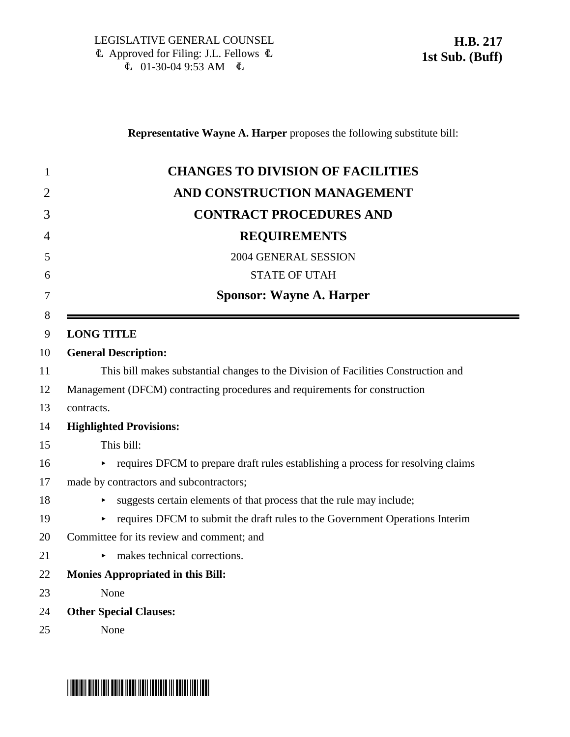LEGISLATIVE GENERAL COUNSEL
Approved for Filing: J.L. Fellows
01-30-04 9:53 AM

**H.B. 217**
**1st Sub. (Buff)**

**Representative Wayne A. Harper** proposes the following substitute bill:

# CHANGES TO DIVISION OF FACILITIES AND CONSTRUCTION MANAGEMENT CONTRACT PROCEDURES AND REQUIREMENTS

2004 GENERAL SESSION

STATE OF UTAH

**Sponsor: Wayne A. Harper**

**LONG TITLE**

**General Description:**

This bill makes substantial changes to the Division of Facilities Construction and Management (DFCM) contracting procedures and requirements for construction contracts.

**Highlighted Provisions:**

This bill:

- requires DFCM to prepare draft rules establishing a process for resolving claims made by contractors and subcontractors;
- suggests certain elements of that process that the rule may include;
- requires DFCM to submit the draft rules to the Government Operations Interim Committee for its review and comment; and
- makes technical corrections.

**Monies Appropriated in this Bill:**

None

**Other Special Clauses:**

None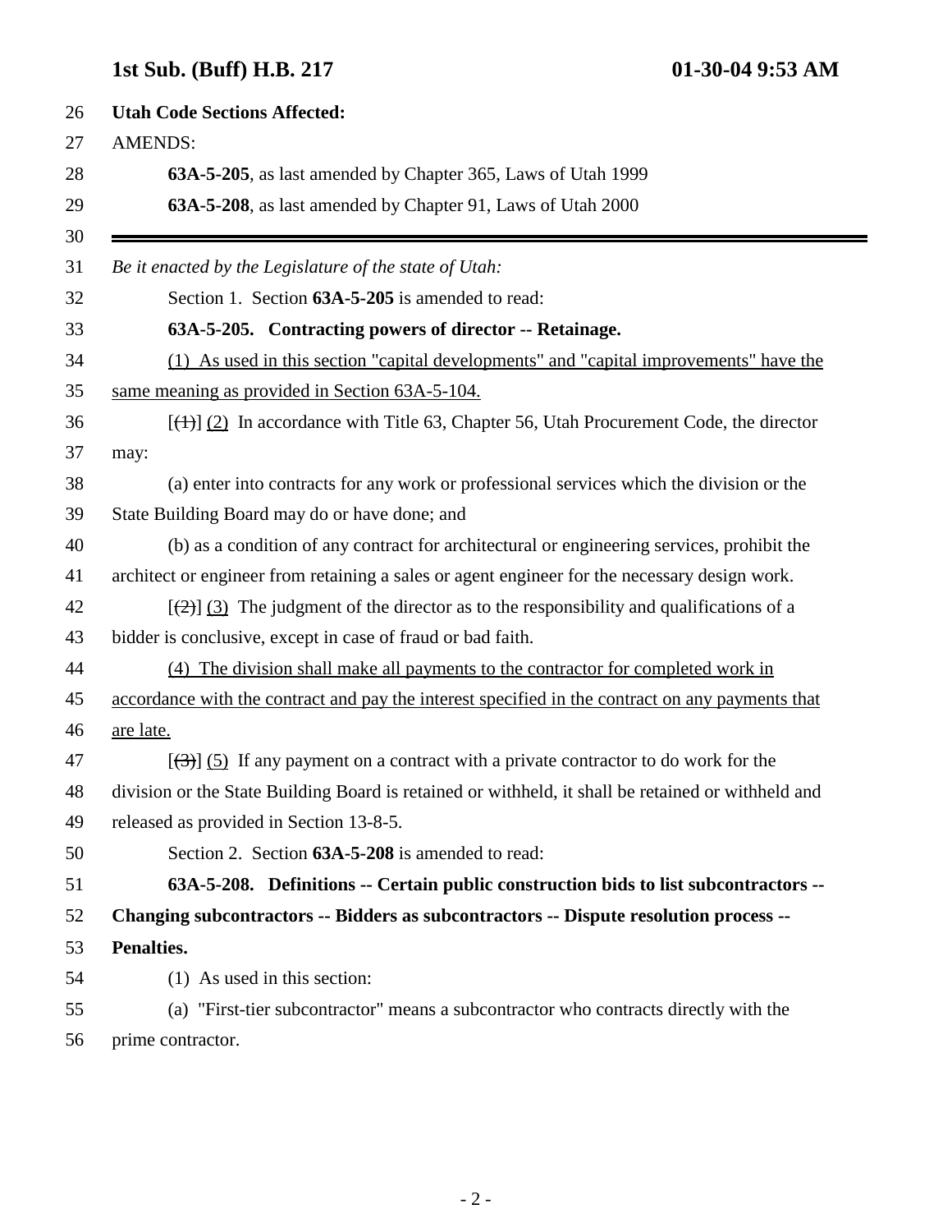**Utah Code Sections Affected:**

AMENDS:

**63A-5-205**, as last amended by Chapter 365, Laws of Utah 1999

**63A-5-208**, as last amended by Chapter 91, Laws of Utah 2000

---

*Be it enacted by the Legislature of the state of Utah:*

Section 1. Section **63A-5-205** is amended to read:

**63A-5-205. Contracting powers of director -- Retainage.**

<u>(1) As used in this section "capital developments" and "capital improvements" have the same meaning as provided in Section 63A-5-104.</u>

[~~(1)~~] <u>(2)</u> In accordance with Title 63, Chapter 56, Utah Procurement Code, the director may:

(a) enter into contracts for any work or professional services which the division or the State Building Board may do or have done; and

(b) as a condition of any contract for architectural or engineering services, prohibit the architect or engineer from retaining a sales or agent engineer for the necessary design work.

[~~(2)~~] <u>(3)</u> The judgment of the director as to the responsibility and qualifications of a bidder is conclusive, except in case of fraud or bad faith.

<u>(4) The division shall make all payments to the contractor for completed work in accordance with the contract and pay the interest specified in the contract on any payments that are late.</u>

[~~(3)~~] <u>(5)</u> If any payment on a contract with a private contractor to do work for the division or the State Building Board is retained or withheld, it shall be retained or withheld and released as provided in Section 13-8-5.

Section 2. Section **63A-5-208** is amended to read:

**63A-5-208. Definitions -- Certain public construction bids to list subcontractors -- Changing subcontractors -- Bidders as subcontractors -- Dispute resolution process -- Penalties.**

(1) As used in this section:

(a) "First-tier subcontractor" means a subcontractor who contracts directly with the prime contractor.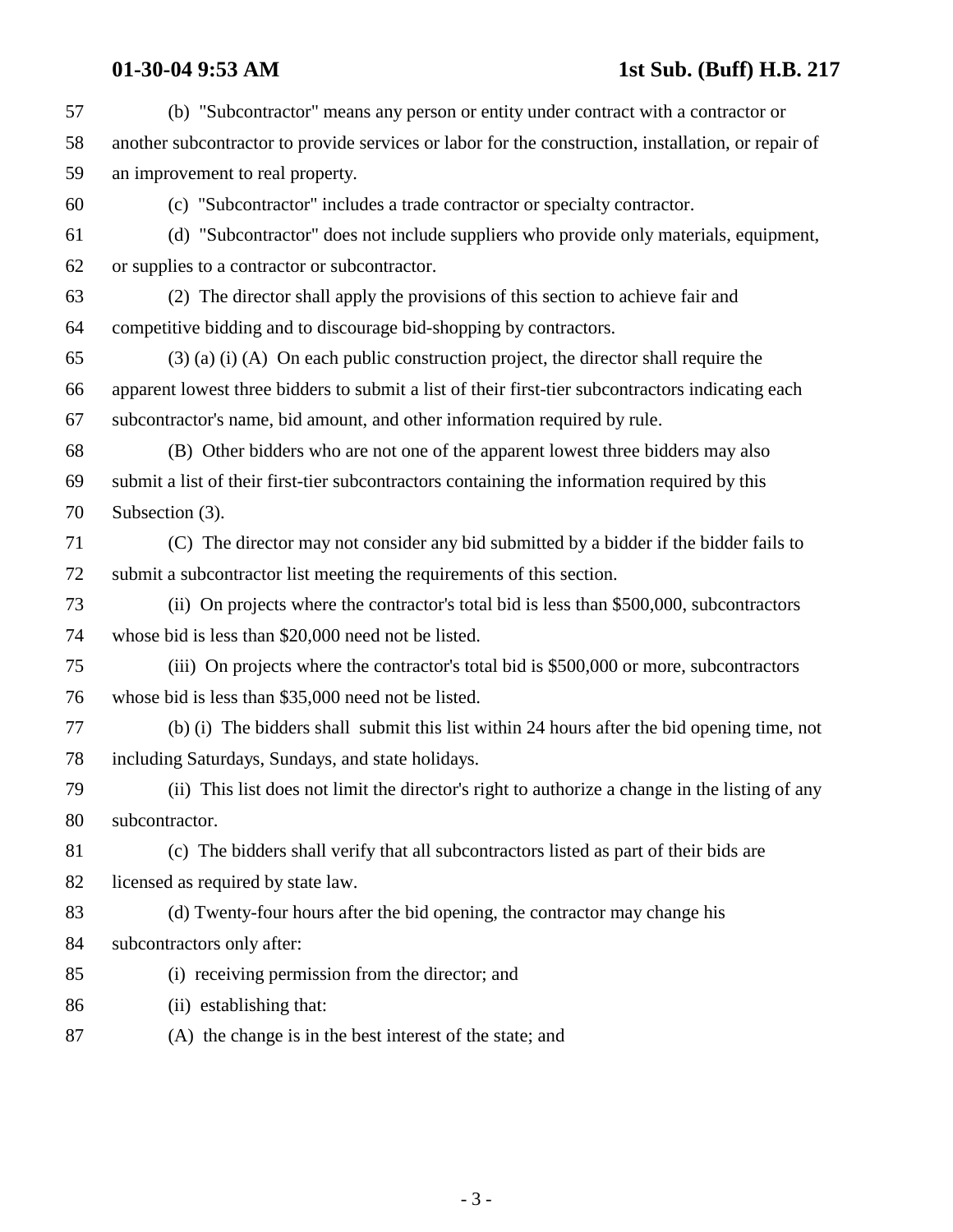(b) "Subcontractor" means any person or entity under contract with a contractor or another subcontractor to provide services or labor for the construction, installation, or repair of an improvement to real property.

(c) "Subcontractor" includes a trade contractor or specialty contractor.

(d) "Subcontractor" does not include suppliers who provide only materials, equipment, or supplies to a contractor or subcontractor.

(2) The director shall apply the provisions of this section to achieve fair and competitive bidding and to discourage bid-shopping by contractors.

(3) (a) (i) (A) On each public construction project, the director shall require the apparent lowest three bidders to submit a list of their first-tier subcontractors indicating each subcontractor's name, bid amount, and other information required by rule.

(B) Other bidders who are not one of the apparent lowest three bidders may also submit a list of their first-tier subcontractors containing the information required by this Subsection (3).

(C) The director may not consider any bid submitted by a bidder if the bidder fails to submit a subcontractor list meeting the requirements of this section.

(ii) On projects where the contractor's total bid is less than $500,000, subcontractors whose bid is less than $20,000 need not be listed.

(iii) On projects where the contractor's total bid is $500,000 or more, subcontractors whose bid is less than $35,000 need not be listed.

(b) (i) The bidders shall submit this list within 24 hours after the bid opening time, not including Saturdays, Sundays, and state holidays.

(ii) This list does not limit the director's right to authorize a change in the listing of any subcontractor.

(c) The bidders shall verify that all subcontractors listed as part of their bids are licensed as required by state law.

(d) Twenty-four hours after the bid opening, the contractor may change his subcontractors only after:

(i) receiving permission from the director; and

(ii) establishing that:

(A) the change is in the best interest of the state; and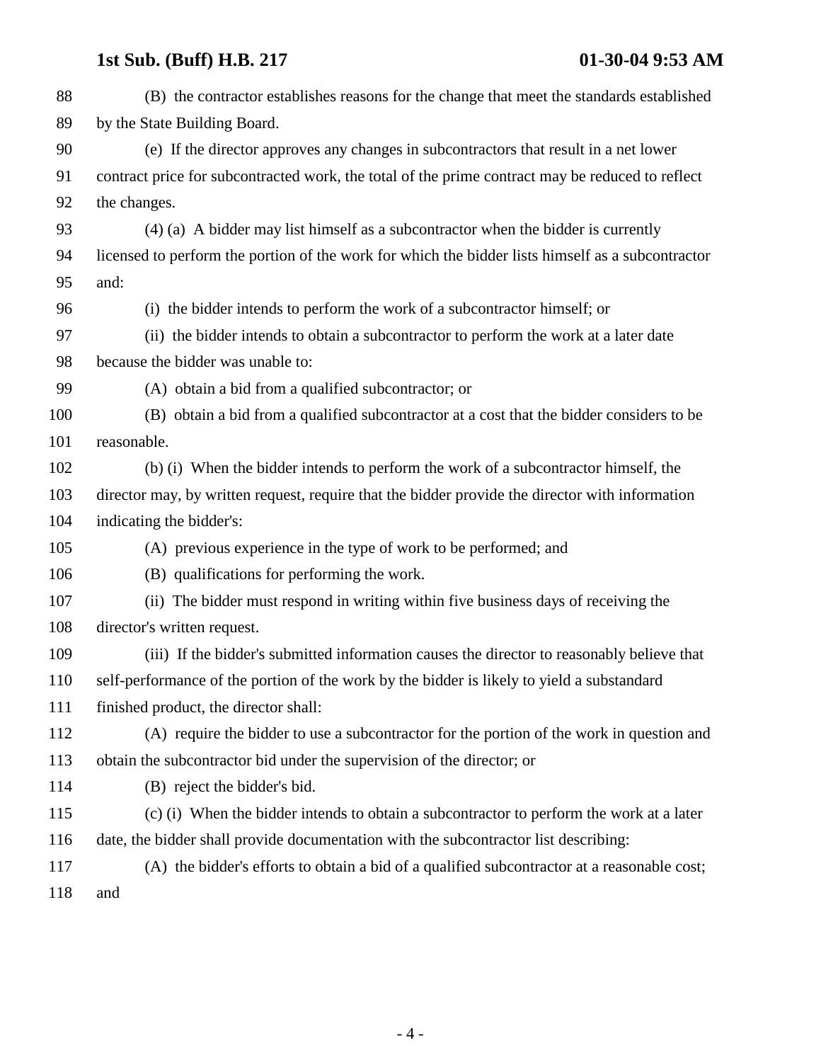(B) the contractor establishes reasons for the change that meet the standards established by the State Building Board.

(e) If the director approves any changes in subcontractors that result in a net lower contract price for subcontracted work, the total of the prime contract may be reduced to reflect the changes.

(4) (a) A bidder may list himself as a subcontractor when the bidder is currently licensed to perform the portion of the work for which the bidder lists himself as a subcontractor and:

(i) the bidder intends to perform the work of a subcontractor himself; or

(ii) the bidder intends to obtain a subcontractor to perform the work at a later date because the bidder was unable to:

(A) obtain a bid from a qualified subcontractor; or

(B) obtain a bid from a qualified subcontractor at a cost that the bidder considers to be reasonable.

(b) (i) When the bidder intends to perform the work of a subcontractor himself, the director may, by written request, require that the bidder provide the director with information indicating the bidder's:

(A) previous experience in the type of work to be performed; and

(B) qualifications for performing the work.

(ii) The bidder must respond in writing within five business days of receiving the director's written request.

(iii) If the bidder's submitted information causes the director to reasonably believe that self-performance of the portion of the work by the bidder is likely to yield a substandard finished product, the director shall:

(A) require the bidder to use a subcontractor for the portion of the work in question and obtain the subcontractor bid under the supervision of the director; or

(B) reject the bidder's bid.

(c) (i) When the bidder intends to obtain a subcontractor to perform the work at a later date, the bidder shall provide documentation with the subcontractor list describing:

(A) the bidder's efforts to obtain a bid of a qualified subcontractor at a reasonable cost; and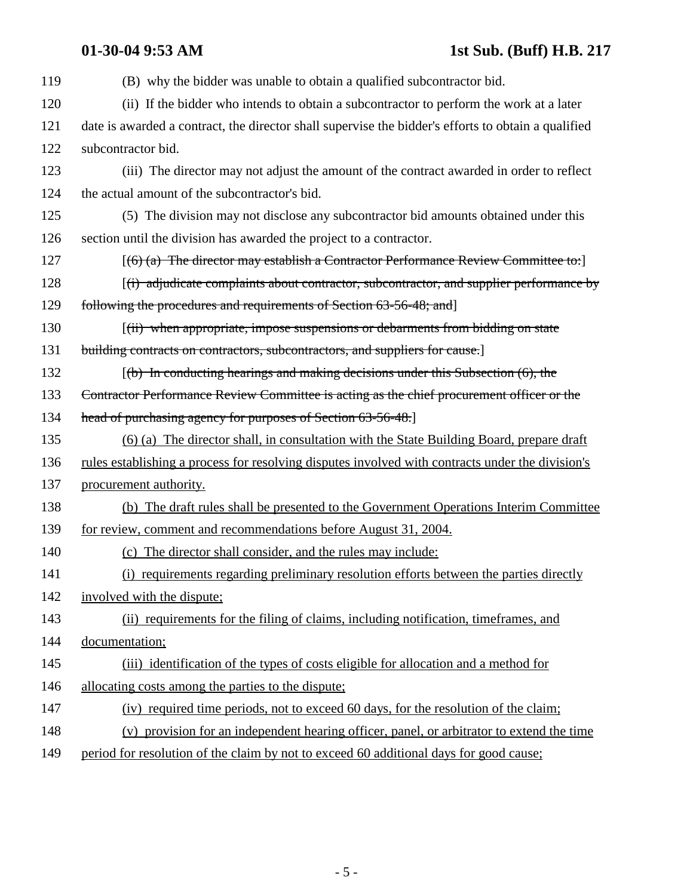(B) why the bidder was unable to obtain a qualified subcontractor bid.

(ii) If the bidder who intends to obtain a subcontractor to perform the work at a later date is awarded a contract, the director shall supervise the bidder's efforts to obtain a qualified subcontractor bid.

(iii) The director may not adjust the amount of the contract awarded in order to reflect the actual amount of the subcontractor's bid.

(5) The division may not disclose any subcontractor bid amounts obtained under this section until the division has awarded the project to a contractor.

[~~(6) (a) The director may establish a Contractor Performance Review Committee to:~~]

[~~(i) adjudicate complaints about contractor, subcontractor, and supplier performance by following the procedures and requirements of Section 63-56-48; and~~]

[~~(ii) when appropriate, impose suspensions or debarments from bidding on state building contracts on contractors, subcontractors, and suppliers for cause.~~]

[~~(b) In conducting hearings and making decisions under this Subsection (6), the Contractor Performance Review Committee is acting as the chief procurement officer or the head of purchasing agency for purposes of Section 63-56-48.~~]

<u>(6) (a) The director shall, in consultation with the State Building Board, prepare draft rules establishing a process for resolving disputes involved with contracts under the division's procurement authority.</u>

<u>(b) The draft rules shall be presented to the Government Operations Interim Committee for review, comment and recommendations before August 31, 2004.</u>

<u>(c) The director shall consider, and the rules may include:</u>

<u>(i) requirements regarding preliminary resolution efforts between the parties directly involved with the dispute;</u>

<u>(ii) requirements for the filing of claims, including notification, timeframes, and documentation;</u>

<u>(iii) identification of the types of costs eligible for allocation and a method for allocating costs among the parties to the dispute;</u>

<u>(iv) required time periods, not to exceed 60 days, for the resolution of the claim;</u>

<u>(v) provision for an independent hearing officer, panel, or arbitrator to extend the time period for resolution of the claim by not to exceed 60 additional days for good cause;</u>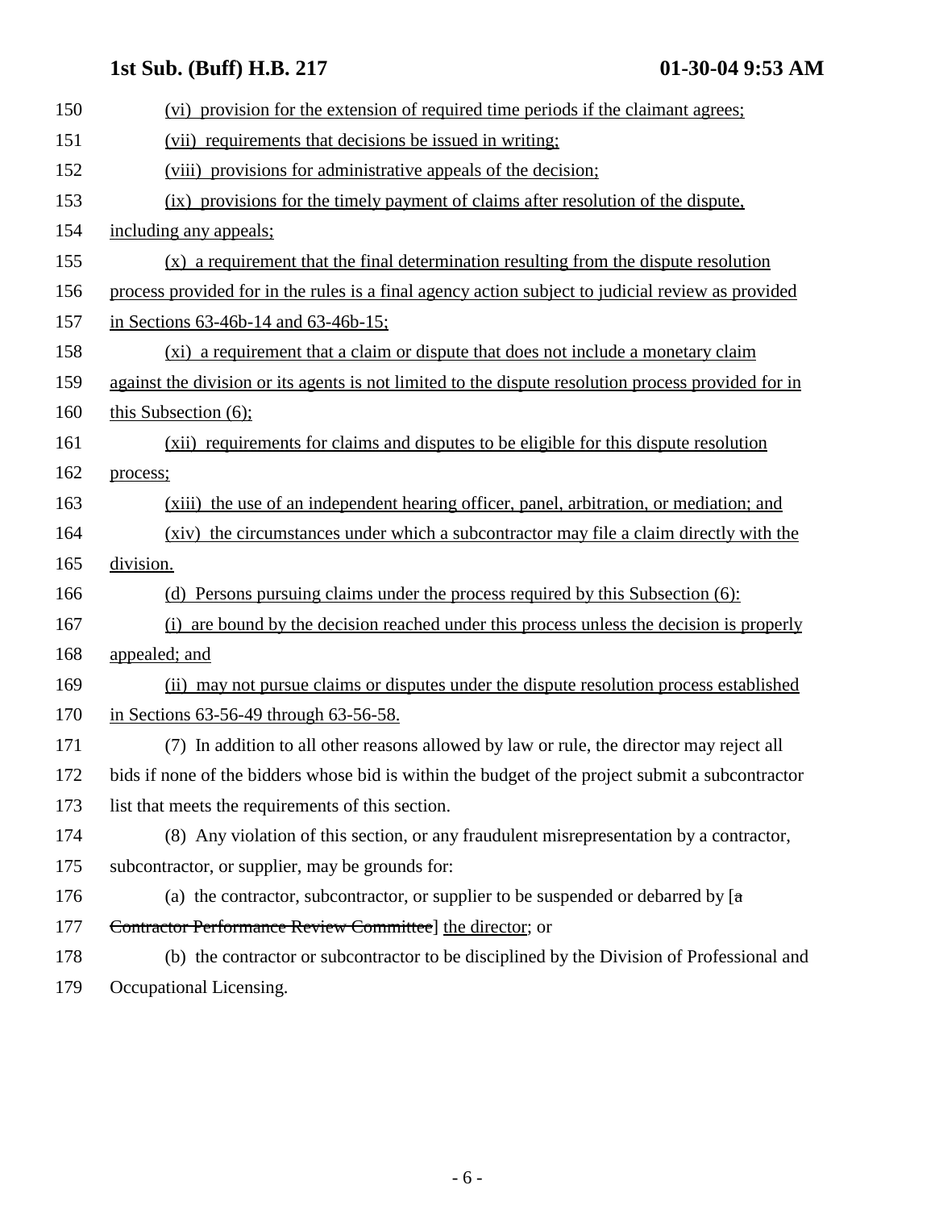(vi) provision for the extension of required time periods if the claimant agrees;

(vii) requirements that decisions be issued in writing;

(viii) provisions for administrative appeals of the decision;

(ix) provisions for the timely payment of claims after resolution of the dispute, including any appeals;

(x) a requirement that the final determination resulting from the dispute resolution process provided for in the rules is a final agency action subject to judicial review as provided in Sections 63-46b-14 and 63-46b-15;

(xi) a requirement that a claim or dispute that does not include a monetary claim against the division or its agents is not limited to the dispute resolution process provided for in this Subsection (6);

(xii) requirements for claims and disputes to be eligible for this dispute resolution process;

(xiii) the use of an independent hearing officer, panel, arbitration, or mediation; and

(xiv) the circumstances under which a subcontractor may file a claim directly with the division.

(d) Persons pursuing claims under the process required by this Subsection (6):

(i) are bound by the decision reached under this process unless the decision is properly appealed; and

(ii) may not pursue claims or disputes under the dispute resolution process established in Sections 63-56-49 through 63-56-58.

(7) In addition to all other reasons allowed by law or rule, the director may reject all bids if none of the bidders whose bid is within the budget of the project submit a subcontractor list that meets the requirements of this section.

(8) Any violation of this section, or any fraudulent misrepresentation by a contractor, subcontractor, or supplier, may be grounds for:

(a) the contractor, subcontractor, or supplier to be suspended or debarred by [~~a Contractor Performance Review Committee~~] the director; or

(b) the contractor or subcontractor to be disciplined by the Division of Professional and Occupational Licensing.